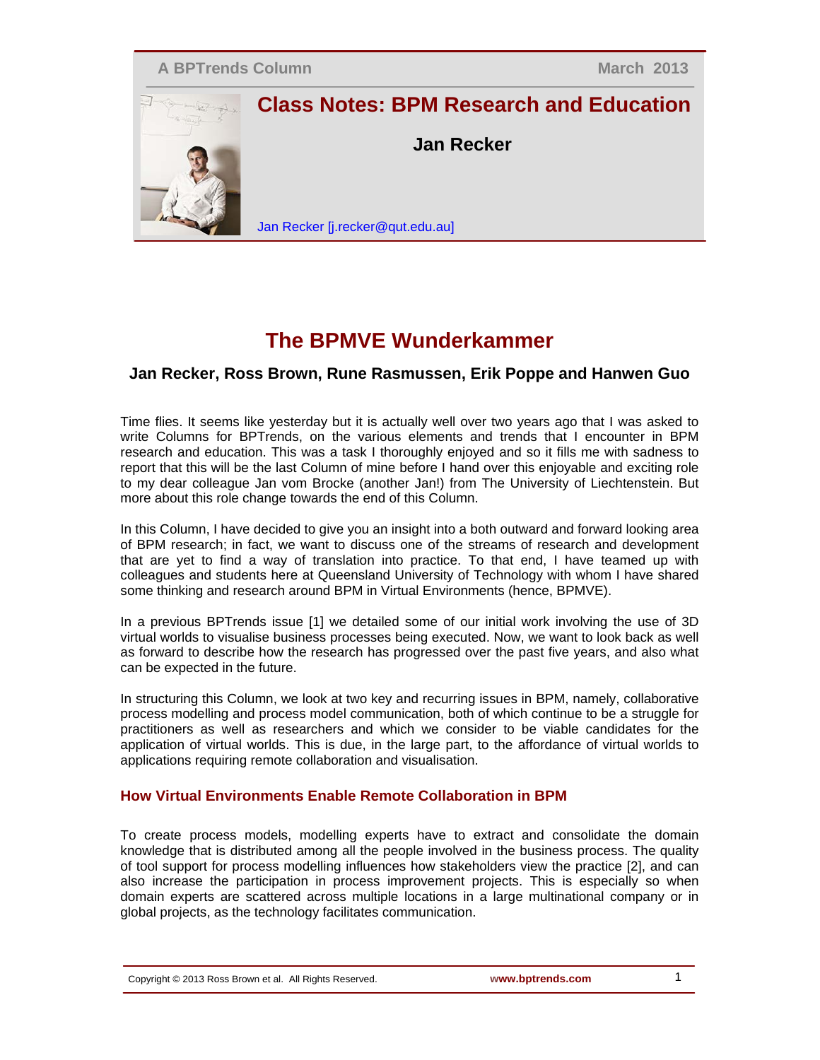A BPTrends Column — March 2013

# Class Notes: BPM Research and Education

**Jan Recker**

Jan Recker [j.recker@qut.edu.au]

# The BPMVE Wunderkammer

**Jan Recker, Ross Brown, Rune Rasmussen, Erik Poppe and Hanwen Guo**

Time flies. It seems like yesterday but it is actually well over two years ago that I was asked to write Columns for BPTrends, on the various elements and trends that I encounter in BPM research and education. This was a task I thoroughly enjoyed and so it fills me with sadness to report that this will be the last Column of mine before I hand over this enjoyable and exciting role to my dear colleague Jan vom Brocke (another Jan!) from The University of Liechtenstein. But more about this role change towards the end of this Column.

In this Column, I have decided to give you an insight into a both outward and forward looking area of BPM research; in fact, we want to discuss one of the streams of research and development that are yet to find a way of translation into practice. To that end, I have teamed up with colleagues and students here at Queensland University of Technology with whom I have shared some thinking and research around BPM in Virtual Environments (hence, BPMVE).

In a previous BPTrends issue [1] we detailed some of our initial work involving the use of 3D virtual worlds to visualise business processes being executed. Now, we want to look back as well as forward to describe how the research has progressed over the past five years, and also what can be expected in the future.

In structuring this Column, we look at two key and recurring issues in BPM, namely, collaborative process modelling and process model communication, both of which continue to be a struggle for practitioners as well as researchers and which we consider to be viable candidates for the application of virtual worlds. This is due, in the large part, to the affordance of virtual worlds to applications requiring remote collaboration and visualisation.

## How Virtual Environments Enable Remote Collaboration in BPM

To create process models, modelling experts have to extract and consolidate the domain knowledge that is distributed among all the people involved in the business process. The quality of tool support for process modelling influences how stakeholders view the practice [2], and can also increase the participation in process improvement projects. This is especially so when domain experts are scattered across multiple locations in a large multinational company or in global projects, as the technology facilitates communication.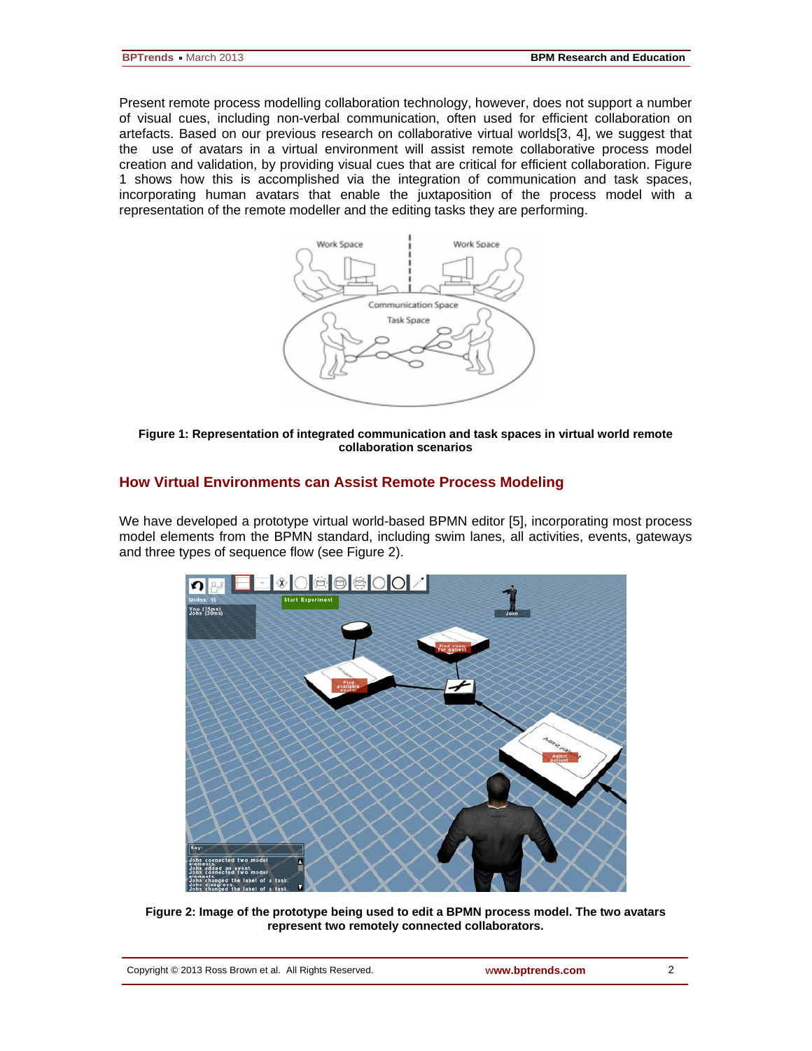Present remote process modelling collaboration technology, however, does not support a number of visual cues, including non-verbal communication, often used for efficient collaboration on artefacts. Based on our previous research on collaborative virtual worlds[3, 4], we suggest that the use of avatars in a virtual environment will assist remote collaborative process model creation and validation, by providing visual cues that are critical for efficient collaboration. Figure 1 shows how this is accomplished via the integration of communication and task spaces, incorporating human avatars that enable the juxtaposition of the process model with a representation of the remote modeller and the editing tasks they are performing.

**Figure 1: Representation of integrated communication and task spaces in virtual world remote collaboration scenarios**

## How Virtual Environments can Assist Remote Process Modeling

We have developed a prototype virtual world-based BPMN editor [5], incorporating most process model elements from the BPMN standard, including swim lanes, all activities, events, gateways and three types of sequence flow (see Figure 2).

**Figure 2: Image of the prototype being used to edit a BPMN process model. The two avatars represent two remotely connected collaborators.**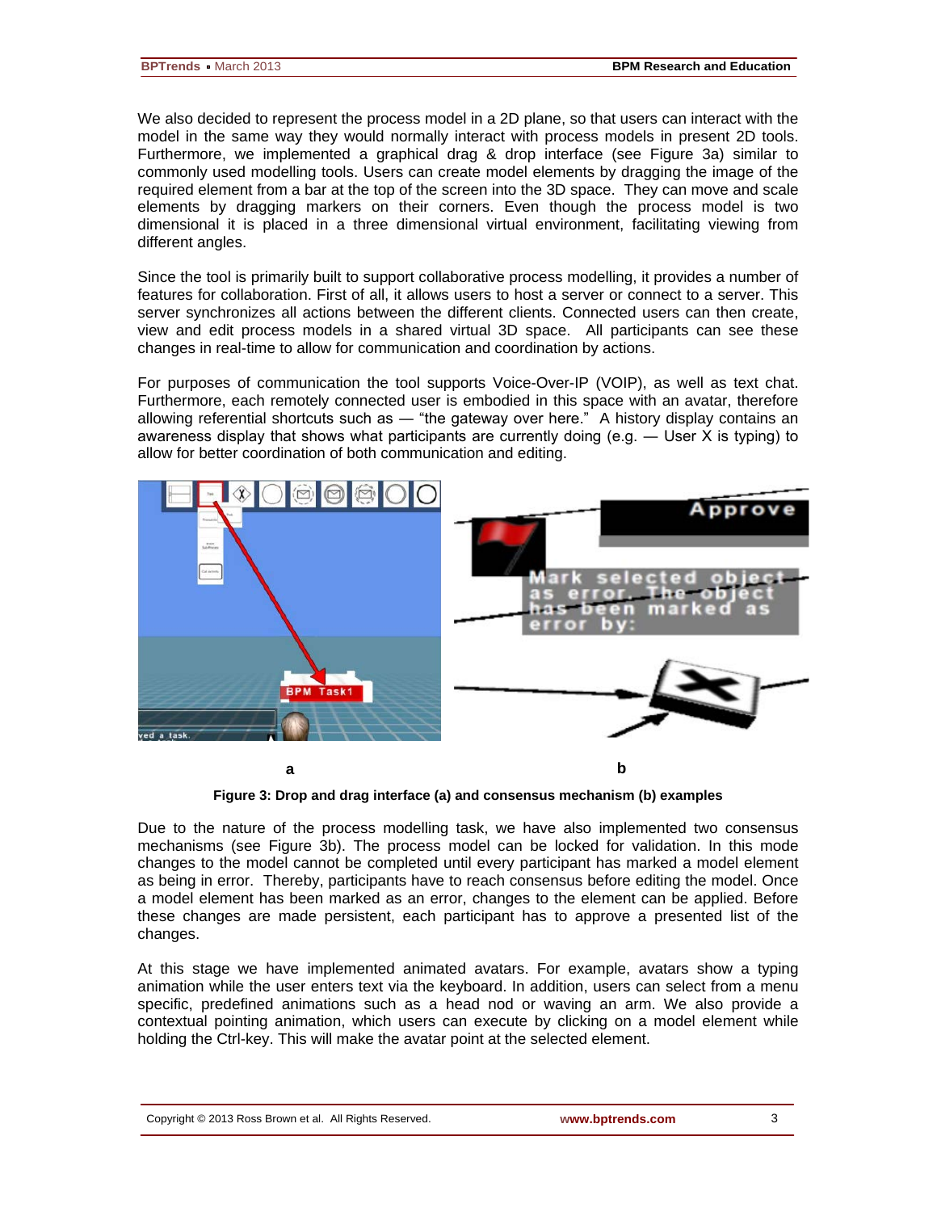We also decided to represent the process model in a 2D plane, so that users can interact with the model in the same way they would normally interact with process models in present 2D tools. Furthermore, we implemented a graphical drag & drop interface (see Figure 3a) similar to commonly used modelling tools. Users can create model elements by dragging the image of the required element from a bar at the top of the screen into the 3D space. They can move and scale elements by dragging markers on their corners. Even though the process model is two dimensional it is placed in a three dimensional virtual environment, facilitating viewing from different angles.

Since the tool is primarily built to support collaborative process modelling, it provides a number of features for collaboration. First of all, it allows users to host a server or connect to a server. This server synchronizes all actions between the different clients. Connected users can then create, view and edit process models in a shared virtual 3D space. All participants can see these changes in real-time to allow for communication and coordination by actions.

For purposes of communication the tool supports Voice-Over-IP (VOIP), as well as text chat. Furthermore, each remotely connected user is embodied in this space with an avatar, therefore allowing referential shortcuts such as — "the gateway over here." A history display contains an awareness display that shows what participants are currently doing (e.g. — User X is typing) to allow for better coordination of both communication and editing.

a b

**Figure 3: Drop and drag interface (a) and consensus mechanism (b) examples**

Due to the nature of the process modelling task, we have also implemented two consensus mechanisms (see Figure 3b). The process model can be locked for validation. In this mode changes to the model cannot be completed until every participant has marked a model element as being in error. Thereby, participants have to reach consensus before editing the model. Once a model element has been marked as an error, changes to the element can be applied. Before these changes are made persistent, each participant has to approve a presented list of the changes.

At this stage we have implemented animated avatars. For example, avatars show a typing animation while the user enters text via the keyboard. In addition, users can select from a menu specific, predefined animations such as a head nod or waving an arm. We also provide a contextual pointing animation, which users can execute by clicking on a model element while holding the Ctrl-key. This will make the avatar point at the selected element.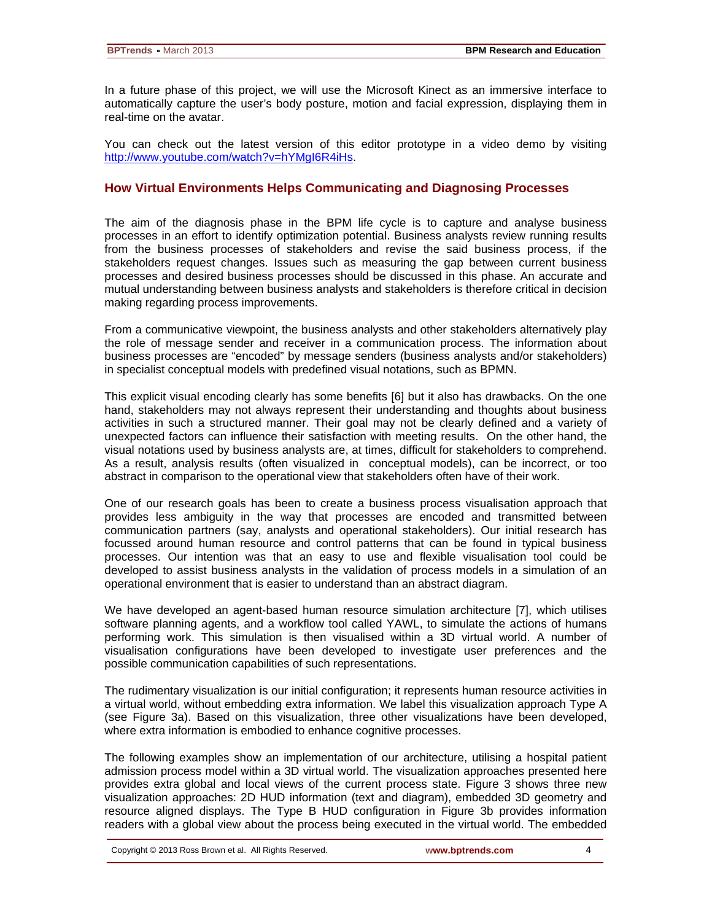In a future phase of this project, we will use the Microsoft Kinect as an immersive interface to automatically capture the user's body posture, motion and facial expression, displaying them in real-time on the avatar.

You can check out the latest version of this editor prototype in a video demo by visiting http://www.youtube.com/watch?v=hYMgI6R4iHs.

## How Virtual Environments Helps Communicating and Diagnosing Processes

The aim of the diagnosis phase in the BPM life cycle is to capture and analyse business processes in an effort to identify optimization potential. Business analysts review running results from the business processes of stakeholders and revise the said business process, if the stakeholders request changes. Issues such as measuring the gap between current business processes and desired business processes should be discussed in this phase. An accurate and mutual understanding between business analysts and stakeholders is therefore critical in decision making regarding process improvements.

From a communicative viewpoint, the business analysts and other stakeholders alternatively play the role of message sender and receiver in a communication process. The information about business processes are "encoded" by message senders (business analysts and/or stakeholders) in specialist conceptual models with predefined visual notations, such as BPMN.

This explicit visual encoding clearly has some benefits [6] but it also has drawbacks. On the one hand, stakeholders may not always represent their understanding and thoughts about business activities in such a structured manner. Their goal may not be clearly defined and a variety of unexpected factors can influence their satisfaction with meeting results. On the other hand, the visual notations used by business analysts are, at times, difficult for stakeholders to comprehend. As a result, analysis results (often visualized in conceptual models), can be incorrect, or too abstract in comparison to the operational view that stakeholders often have of their work.

One of our research goals has been to create a business process visualisation approach that provides less ambiguity in the way that processes are encoded and transmitted between communication partners (say, analysts and operational stakeholders). Our initial research has focussed around human resource and control patterns that can be found in typical business processes. Our intention was that an easy to use and flexible visualisation tool could be developed to assist business analysts in the validation of process models in a simulation of an operational environment that is easier to understand than an abstract diagram.

We have developed an agent-based human resource simulation architecture [7], which utilises software planning agents, and a workflow tool called YAWL, to simulate the actions of humans performing work. This simulation is then visualised within a 3D virtual world. A number of visualisation configurations have been developed to investigate user preferences and the possible communication capabilities of such representations.

The rudimentary visualization is our initial configuration; it represents human resource activities in a virtual world, without embedding extra information. We label this visualization approach Type A (see Figure 3a). Based on this visualization, three other visualizations have been developed, where extra information is embodied to enhance cognitive processes.

The following examples show an implementation of our architecture, utilising a hospital patient admission process model within a 3D virtual world. The visualization approaches presented here provides extra global and local views of the current process state. Figure 3 shows three new visualization approaches: 2D HUD information (text and diagram), embedded 3D geometry and resource aligned displays. The Type B HUD configuration in Figure 3b provides information readers with a global view about the process being executed in the virtual world. The embedded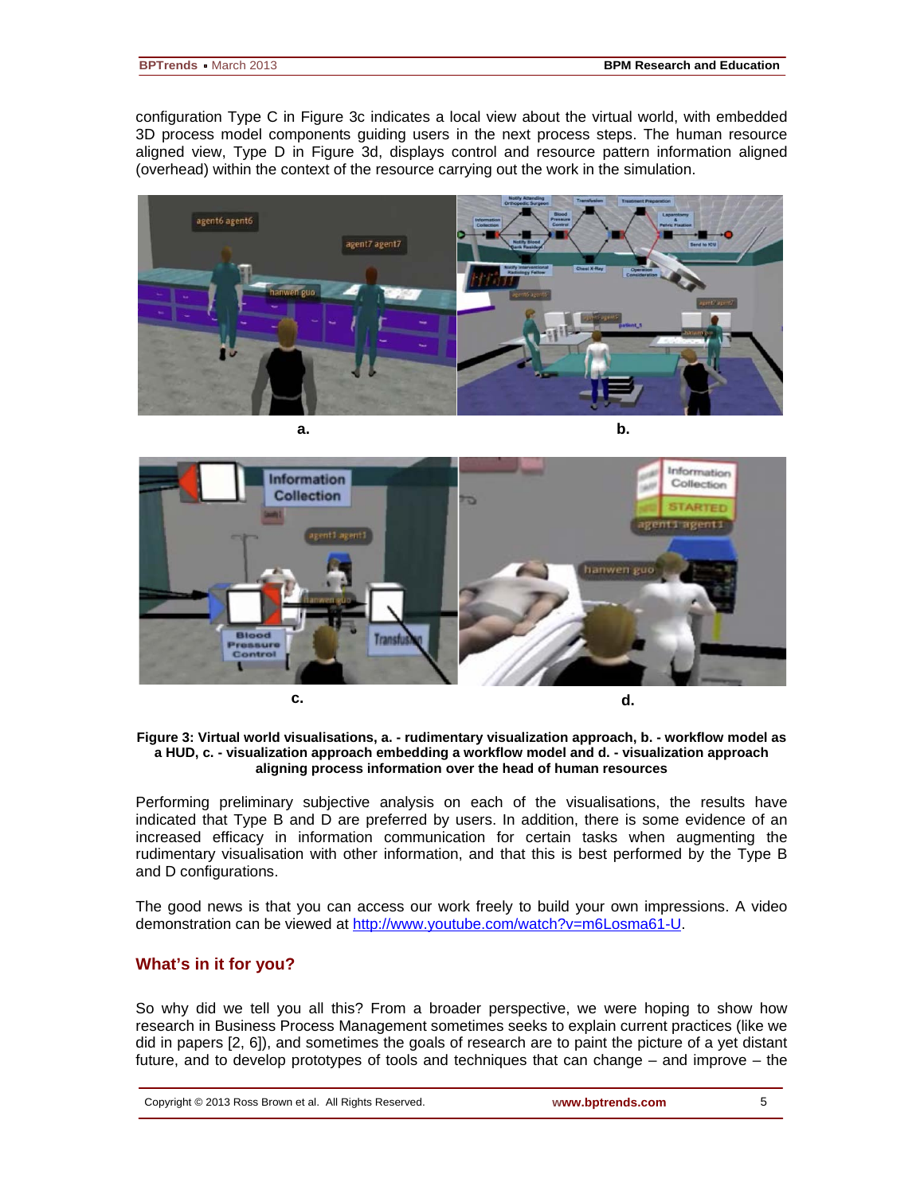configuration Type C in Figure 3c indicates a local view about the virtual world, with embedded 3D process model components guiding users in the next process steps. The human resource aligned view, Type D in Figure 3d, displays control and resource pattern information aligned (overhead) within the context of the resource carrying out the work in the simulation.

**Figure 3: Virtual world visualisations, a. - rudimentary visualization approach, b. - workflow model as a HUD, c. - visualization approach embedding a workflow model and d. - visualization approach aligning process information over the head of human resources**

Performing preliminary subjective analysis on each of the visualisations, the results have indicated that Type B and D are preferred by users. In addition, there is some evidence of an increased efficacy in information communication for certain tasks when augmenting the rudimentary visualisation with other information, and that this is best performed by the Type B and D configurations.

The good news is that you can access our work freely to build your own impressions. A video demonstration can be viewed at [http://www.youtube.com/watch?v=m6Losma61-U](http://www.youtube.com/watch?v=m6Losma61-U).

## What's in it for you?

So why did we tell you all this? From a broader perspective, we were hoping to show how research in Business Process Management sometimes seeks to explain current practices (like we did in papers [2, 6]), and sometimes the goals of research are to paint the picture of a yet distant future, and to develop prototypes of tools and techniques that can change – and improve – the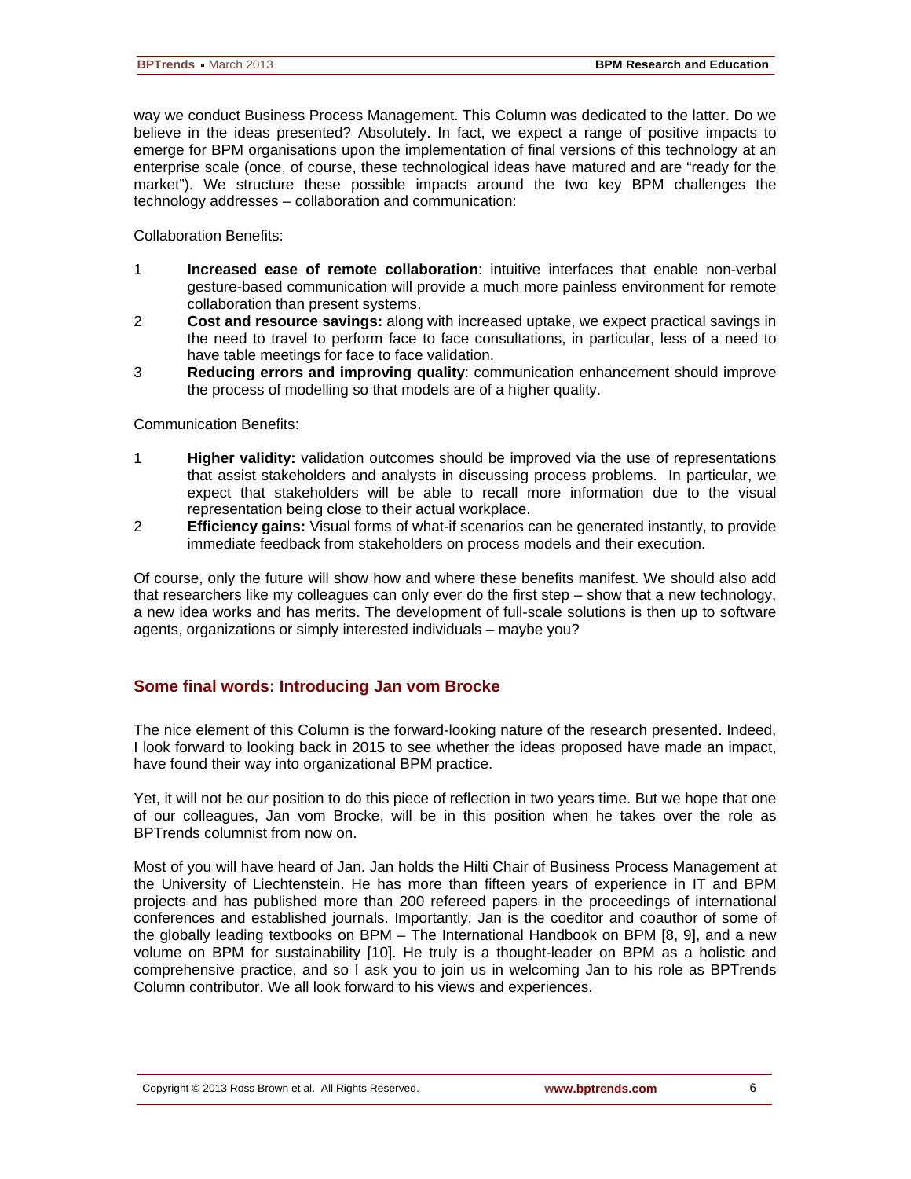way we conduct Business Process Management. This Column was dedicated to the latter. Do we believe in the ideas presented? Absolutely. In fact, we expect a range of positive impacts to emerge for BPM organisations upon the implementation of final versions of this technology at an enterprise scale (once, of course, these technological ideas have matured and are "ready for the market"). We structure these possible impacts around the two key BPM challenges the technology addresses – collaboration and communication:

Collaboration Benefits:

1. **Increased ease of remote collaboration**: intuitive interfaces that enable non-verbal gesture-based communication will provide a much more painless environment for remote collaboration than present systems.
2. **Cost and resource savings:** along with increased uptake, we expect practical savings in the need to travel to perform face to face consultations, in particular, less of a need to have table meetings for face to face validation.
3. **Reducing errors and improving quality**: communication enhancement should improve the process of modelling so that models are of a higher quality.

Communication Benefits:

1. **Higher validity:** validation outcomes should be improved via the use of representations that assist stakeholders and analysts in discussing process problems. In particular, we expect that stakeholders will be able to recall more information due to the visual representation being close to their actual workplace.
2. **Efficiency gains:** Visual forms of what-if scenarios can be generated instantly, to provide immediate feedback from stakeholders on process models and their execution.

Of course, only the future will show how and where these benefits manifest. We should also add that researchers like my colleagues can only ever do the first step – show that a new technology, a new idea works and has merits. The development of full-scale solutions is then up to software agents, organizations or simply interested individuals – maybe you?

## Some final words: Introducing Jan vom Brocke

The nice element of this Column is the forward-looking nature of the research presented. Indeed, I look forward to looking back in 2015 to see whether the ideas proposed have made an impact, have found their way into organizational BPM practice.

Yet, it will not be our position to do this piece of reflection in two years time. But we hope that one of our colleagues, Jan vom Brocke, will be in this position when he takes over the role as BPTrends columnist from now on.

Most of you will have heard of Jan. Jan holds the Hilti Chair of Business Process Management at the University of Liechtenstein. He has more than fifteen years of experience in IT and BPM projects and has published more than 200 refereed papers in the proceedings of international conferences and established journals. Importantly, Jan is the coeditor and coauthor of some of the globally leading textbooks on BPM – The International Handbook on BPM [8, 9], and a new volume on BPM for sustainability [10]. He truly is a thought-leader on BPM as a holistic and comprehensive practice, and so I ask you to join us in welcoming Jan to his role as BPTrends Column contributor. We all look forward to his views and experiences.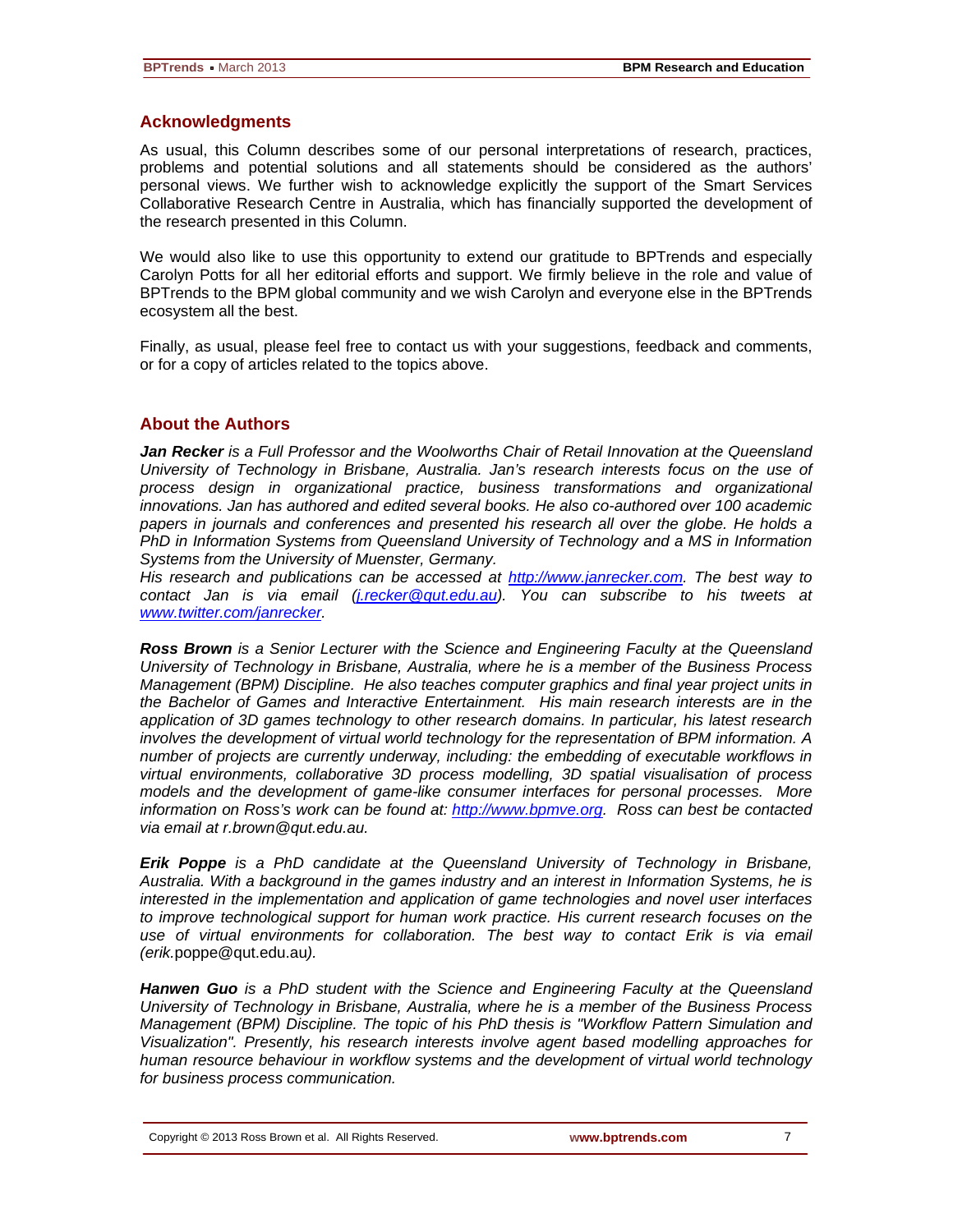## Acknowledgments

As usual, this Column describes some of our personal interpretations of research, practices, problems and potential solutions and all statements should be considered as the authors' personal views. We further wish to acknowledge explicitly the support of the Smart Services Collaborative Research Centre in Australia, which has financially supported the development of the research presented in this Column.

We would also like to use this opportunity to extend our gratitude to BPTrends and especially Carolyn Potts for all her editorial efforts and support. We firmly believe in the role and value of BPTrends to the BPM global community and we wish Carolyn and everyone else in the BPTrends ecosystem all the best.

Finally, as usual, please feel free to contact us with your suggestions, feedback and comments, or for a copy of articles related to the topics above.

## About the Authors

***Jan Recker*** *is a Full Professor and the Woolworths Chair of Retail Innovation at the Queensland University of Technology in Brisbane, Australia. Jan's research interests focus on the use of process design in organizational practice, business transformations and organizational innovations. Jan has authored and edited several books. He also co-authored over 100 academic papers in journals and conferences and presented his research all over the globe. He holds a PhD in Information Systems from Queensland University of Technology and a MS in Information Systems from the University of Muenster, Germany.*
*His research and publications can be accessed at [http://www.janrecker.com](http://www.janrecker.com). The best way to contact Jan is via email ([j.recker@qut.edu.au](mailto:j.recker@qut.edu.au)). You can subscribe to his tweets at [www.twitter.com/janrecker](http://www.twitter.com/janrecker).*

***Ross Brown*** *is a Senior Lecturer with the Science and Engineering Faculty at the Queensland University of Technology in Brisbane, Australia, where he is a member of the Business Process Management (BPM) Discipline. He also teaches computer graphics and final year project units in the Bachelor of Games and Interactive Entertainment. His main research interests are in the application of 3D games technology to other research domains. In particular, his latest research involves the development of virtual world technology for the representation of BPM information. A number of projects are currently underway, including: the embedding of executable workflows in virtual environments, collaborative 3D process modelling, 3D spatial visualisation of process models and the development of game-like consumer interfaces for personal processes. More information on Ross's work can be found at: [http://www.bpmve.org](http://www.bpmve.org). Ross can best be contacted via email at r.brown@qut.edu.au.*

***Erik Poppe*** *is a PhD candidate at the Queensland University of Technology in Brisbane, Australia. With a background in the games industry and an interest in Information Systems, he is interested in the implementation and application of game technologies and novel user interfaces to improve technological support for human work practice. His current research focuses on the use of virtual environments for collaboration. The best way to contact Erik is via email (erik.*poppe@qut.edu.au*).*

***Hanwen Guo*** *is a PhD student with the Science and Engineering Faculty at the Queensland University of Technology in Brisbane, Australia, where he is a member of the Business Process Management (BPM) Discipline. The topic of his PhD thesis is "Workflow Pattern Simulation and Visualization". Presently, his research interests involve agent based modelling approaches for human resource behaviour in workflow systems and the development of virtual world technology for business process communication.*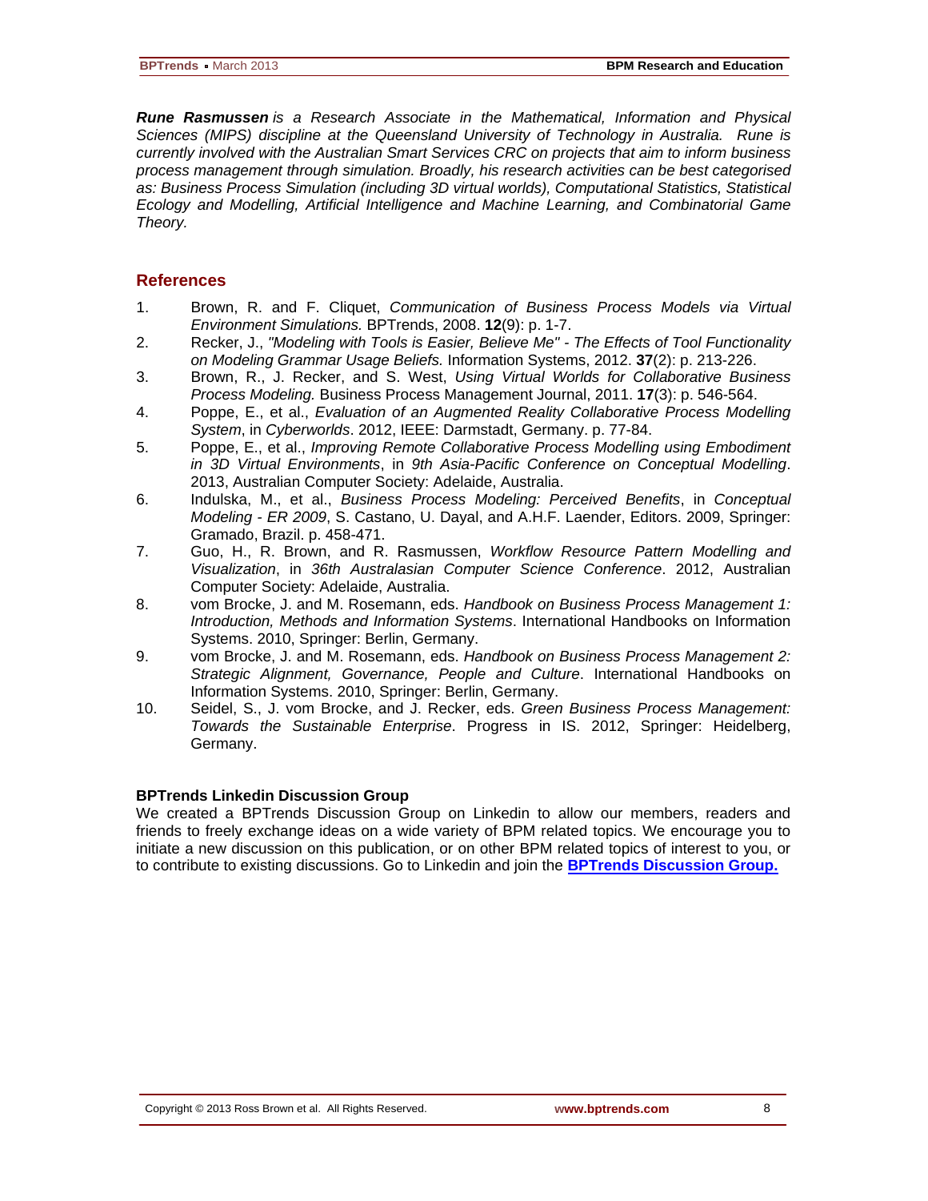***Rune Rasmussen*** *is a Research Associate in the Mathematical, Information and Physical Sciences (MIPS) discipline at the Queensland University of Technology in Australia. Rune is currently involved with the Australian Smart Services CRC on projects that aim to inform business process management through simulation. Broadly, his research activities can be best categorised as: Business Process Simulation (including 3D virtual worlds), Computational Statistics, Statistical Ecology and Modelling, Artificial Intelligence and Machine Learning, and Combinatorial Game Theory.*

## References

1. Brown, R. and F. Cliquet, *Communication of Business Process Models via Virtual Environment Simulations.* BPTrends, 2008. **12**(9): p. 1-7.
2. Recker, J., *"Modeling with Tools is Easier, Believe Me" - The Effects of Tool Functionality on Modeling Grammar Usage Beliefs.* Information Systems, 2012. **37**(2): p. 213-226.
3. Brown, R., J. Recker, and S. West, *Using Virtual Worlds for Collaborative Business Process Modeling.* Business Process Management Journal, 2011. **17**(3): p. 546-564.
4. Poppe, E., et al., *Evaluation of an Augmented Reality Collaborative Process Modelling System*, in *Cyberworlds*. 2012, IEEE: Darmstadt, Germany. p. 77-84.
5. Poppe, E., et al., *Improving Remote Collaborative Process Modelling using Embodiment in 3D Virtual Environments*, in *9th Asia-Pacific Conference on Conceptual Modelling*. 2013, Australian Computer Society: Adelaide, Australia.
6. Indulska, M., et al., *Business Process Modeling: Perceived Benefits*, in *Conceptual Modeling - ER 2009*, S. Castano, U. Dayal, and A.H.F. Laender, Editors. 2009, Springer: Gramado, Brazil. p. 458-471.
7. Guo, H., R. Brown, and R. Rasmussen, *Workflow Resource Pattern Modelling and Visualization*, in *36th Australasian Computer Science Conference*. 2012, Australian Computer Society: Adelaide, Australia.
8. vom Brocke, J. and M. Rosemann, eds. *Handbook on Business Process Management 1: Introduction, Methods and Information Systems*. International Handbooks on Information Systems. 2010, Springer: Berlin, Germany.
9. vom Brocke, J. and M. Rosemann, eds. *Handbook on Business Process Management 2: Strategic Alignment, Governance, People and Culture*. International Handbooks on Information Systems. 2010, Springer: Berlin, Germany.
10. Seidel, S., J. vom Brocke, and J. Recker, eds. *Green Business Process Management: Towards the Sustainable Enterprise*. Progress in IS. 2012, Springer: Heidelberg, Germany.

**BPTrends Linkedin Discussion Group**

We created a BPTrends Discussion Group on Linkedin to allow our members, readers and friends to freely exchange ideas on a wide variety of BPM related topics. We encourage you to initiate a new discussion on this publication, or on other BPM related topics of interest to you, or to contribute to existing discussions. Go to Linkedin and join the **BPTrends Discussion Group.**